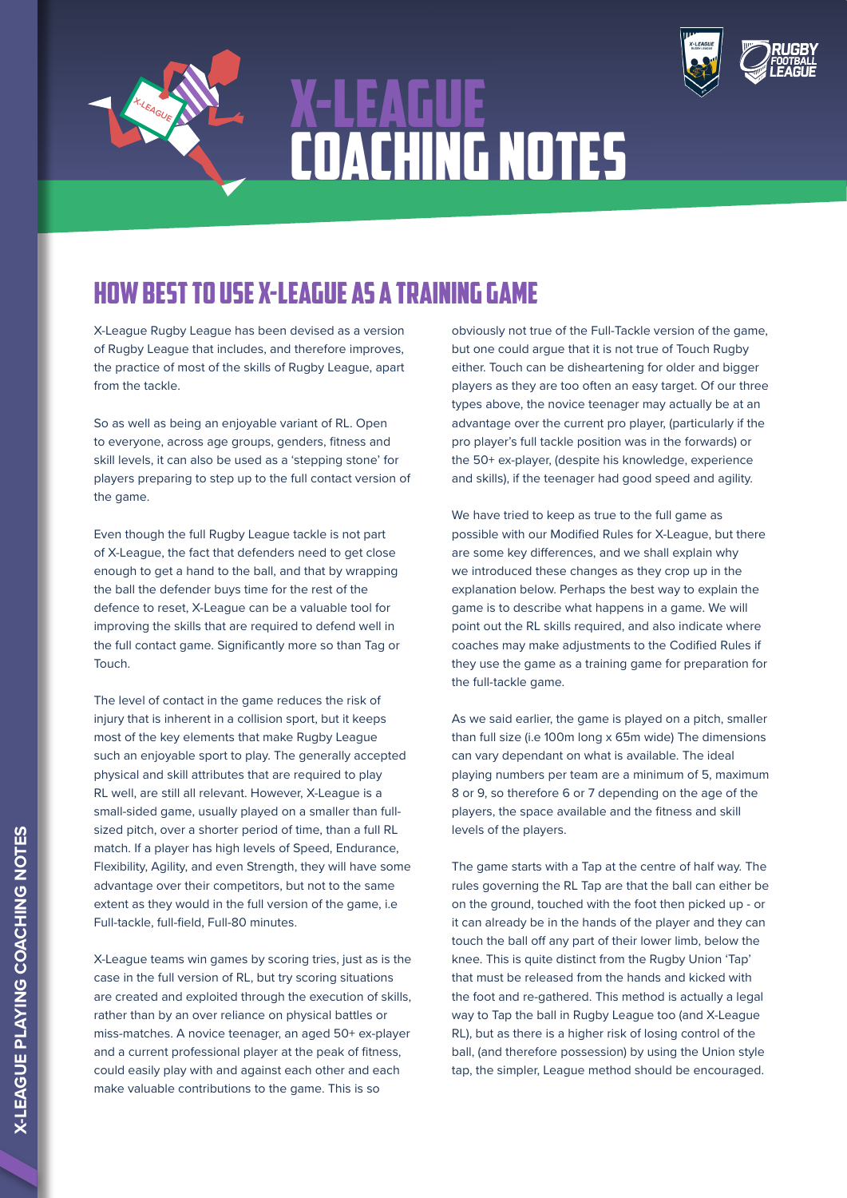# X-LEAGUE COACHING NOTES

## HOW BEST TO USE X-LEAGUE AS A TRAINING GAME

X-League Rugby League has been devised as a version of Rugby League that includes, and therefore improves, the practice of most of the skills of Rugby League, apart from the tackle.

So as well as being an enjoyable variant of RL. Open to everyone, across age groups, genders, fitness and skill levels, it can also be used as a 'stepping stone' for players preparing to step up to the full contact version of the game.

Even though the full Rugby League tackle is not part of X-League, the fact that defenders need to get close enough to get a hand to the ball, and that by wrapping the ball the defender buys time for the rest of the defence to reset, X-League can be a valuable tool for improving the skills that are required to defend well in the full contact game. Significantly more so than Tag or Touch.

The level of contact in the game reduces the risk of injury that is inherent in a collision sport, but it keeps most of the key elements that make Rugby League such an enjoyable sport to play. The generally accepted physical and skill attributes that are required to play RL well, are still all relevant. However, X-League is a small-sided game, usually played on a smaller than full-sized pitch, over a shorter period of time, than a full RL match. If a player has high levels of Speed, Endurance, Flexibility, Agility, and even Strength, they will have some advantage over their competitors, but not to the same extent as they would in the full version of the game, i.e Full-tackle, full-field, Full-80 minutes.

X-League teams win games by scoring tries, just as is the case in the full version of RL, but try scoring situations are created and exploited through the execution of skills, rather than by an over reliance on physical battles or miss-matches. A novice teenager, an aged 50+ ex-player and a current professional player at the peak of fitness, could easily play with and against each other and each make valuable contributions to the game. This is so obviously not true of the Full-Tackle version of the game, but one could argue that it is not true of Touch Rugby either. Touch can be disheartening for older and bigger players as they are too often an easy target. Of our three types above, the novice teenager may actually be at an advantage over the current pro player, (particularly if the pro player's full tackle position was in the forwards) or the 50+ ex-player, (despite his knowledge, experience and skills), if the teenager had good speed and agility.

We have tried to keep as true to the full game as possible with our Modified Rules for X-League, but there are some key differences, and we shall explain why we introduced these changes as they crop up in the explanation below. Perhaps the best way to explain the game is to describe what happens in a game. We will point out the RL skills required, and also indicate where coaches may make adjustments to the Codified Rules if they use the game as a training game for preparation for the full-tackle game.

As we said earlier, the game is played on a pitch, smaller than full size (i.e 100m long x 65m wide) The dimensions can vary dependant on what is available. The ideal playing numbers per team are a minimum of 5, maximum 8 or 9, so therefore 6 or 7 depending on the age of the players, the space available and the fitness and skill levels of the players.

The game starts with a Tap at the centre of half way. The rules governing the RL Tap are that the ball can either be on the ground, touched with the foot then picked up - or it can already be in the hands of the player and they can touch the ball off any part of their lower limb, below the knee. This is quite distinct from the Rugby Union 'Tap' that must be released from the hands and kicked with the foot and re-gathered. This method is actually a legal way to Tap the ball in Rugby League too (and X-League RL), but as there is a higher risk of losing control of the ball, (and therefore possession) by using the Union style tap, the simpler, League method should be encouraged.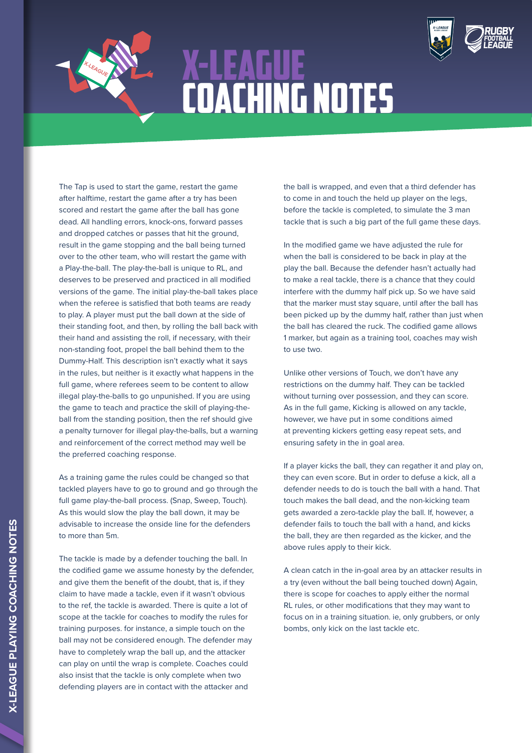# X-LEAGUE COACHING NOTES

The Tap is used to start the game, restart the game after halftime, restart the game after a try has been scored and restart the game after the ball has gone dead. All handling errors, knock-ons, forward passes and dropped catches or passes that hit the ground, result in the game stopping and the ball being turned over to the other team, who will restart the game with a Play-the-ball. The play-the-ball is unique to RL, and deserves to be preserved and practiced in all modified versions of the game. The initial play-the-ball takes place when the referee is satisfied that both teams are ready to play. A player must put the ball down at the side of their standing foot, and then, by rolling the ball back with their hand and assisting the roll, if necessary, with their non-standing foot, propel the ball behind them to the Dummy-Half. This description isn't exactly what it says in the rules, but neither is it exactly what happens in the full game, where referees seem to be content to allow illegal play-the-balls to go unpunished. If you are using the game to teach and practice the skill of playing-the-ball from the standing position, then the ref should give a penalty turnover for illegal play-the-balls, but a warning and reinforcement of the correct method may well be the preferred coaching response.

As a training game the rules could be changed so that tackled players have to go to ground and go through the full game play-the-ball process. (Snap, Sweep, Touch). As this would slow the play the ball down, it may be advisable to increase the onside line for the defenders to more than 5m.

The tackle is made by a defender touching the ball. In the codified game we assume honesty by the defender, and give them the benefit of the doubt, that is, if they claim to have made a tackle, even if it wasn't obvious to the ref, the tackle is awarded. There is quite a lot of scope at the tackle for coaches to modify the rules for training purposes. for instance, a simple touch on the ball may not be considered enough. The defender may have to completely wrap the ball up, and the attacker can play on until the wrap is complete. Coaches could also insist that the tackle is only complete when two defending players are in contact with the attacker and the ball is wrapped, and even that a third defender has to come in and touch the held up player on the legs, before the tackle is completed, to simulate the 3 man tackle that is such a big part of the full game these days.

In the modified game we have adjusted the rule for when the ball is considered to be back in play at the play the ball. Because the defender hasn't actually had to make a real tackle, there is a chance that they could interfere with the dummy half pick up. So we have said that the marker must stay square, until after the ball has been picked up by the dummy half, rather than just when the ball has cleared the ruck. The codified game allows 1 marker, but again as a training tool, coaches may wish to use two.

Unlike other versions of Touch, we don't have any restrictions on the dummy half. They can be tackled without turning over possession, and they can score. As in the full game, Kicking is allowed on any tackle, however, we have put in some conditions aimed at preventing kickers getting easy repeat sets, and ensuring safety in the in goal area.

If a player kicks the ball, they can regather it and play on, they can even score. But in order to defuse a kick, all a defender needs to do is touch the ball with a hand. That touch makes the ball dead, and the non-kicking team gets awarded a zero-tackle play the ball. If, however, a defender fails to touch the ball with a hand, and kicks the ball, they are then regarded as the kicker, and the above rules apply to their kick.

A clean catch in the in-goal area by an attacker results in a try (even without the ball being touched down) Again, there is scope for coaches to apply either the normal RL rules, or other modifications that they may want to focus on in a training situation. ie, only grubbers, or only bombs, only kick on the last tackle etc.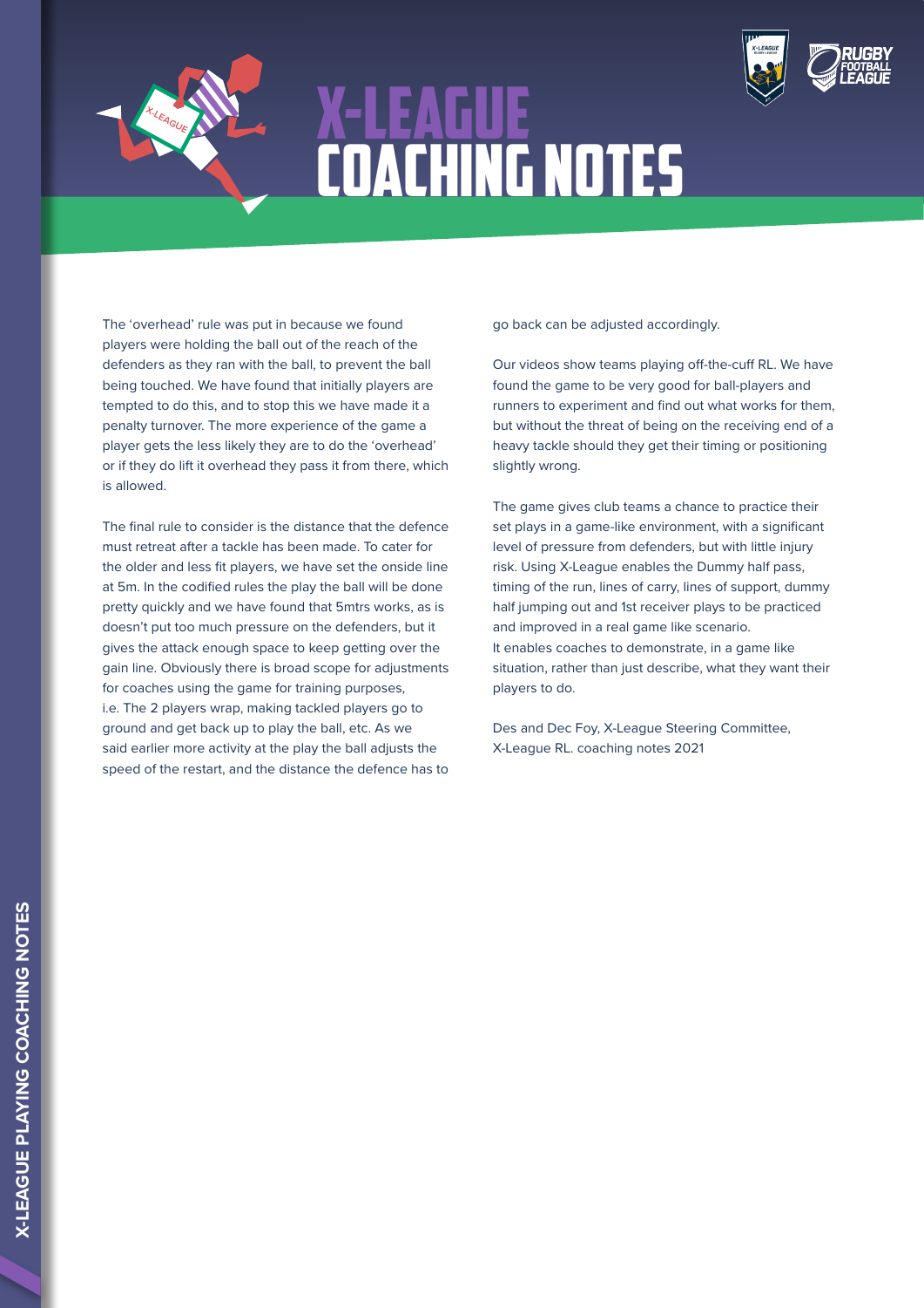# X-LEAGUE COACHING NOTES

The 'overhead' rule was put in because we found players were holding the ball out of the reach of the defenders as they ran with the ball, to prevent the ball being touched. We have found that initially players are tempted to do this, and to stop this we have made it a penalty turnover. The more experience of the game a player gets the less likely they are to do the 'overhead' or if they do lift it overhead they pass it from there, which is allowed.

The final rule to consider is the distance that the defence must retreat after a tackle has been made. To cater for the older and less fit players, we have set the onside line at 5m. In the codified rules the play the ball will be done pretty quickly and we have found that 5mtrs works, as is doesn't put too much pressure on the defenders, but it gives the attack enough space to keep getting over the gain line. Obviously there is broad scope for adjustments for coaches using the game for training purposes, i.e. The 2 players wrap, making tackled players go to ground and get back up to play the ball, etc. As we said earlier more activity at the play the ball adjusts the speed of the restart, and the distance the defence has to go back can be adjusted accordingly.

Our videos show teams playing off-the-cuff RL. We have found the game to be very good for ball-players and runners to experiment and find out what works for them, but without the threat of being on the receiving end of a heavy tackle should they get their timing or positioning slightly wrong.

The game gives club teams a chance to practice their set plays in a game-like environment, with a significant level of pressure from defenders, but with little injury risk. Using X-League enables the Dummy half pass, timing of the run, lines of carry, lines of support, dummy half jumping out and 1st receiver plays to be practiced and improved in a real game like scenario.
It enables coaches to demonstrate, in a game like situation, rather than just describe, what they want their players to do.

Des and Dec Foy, X-League Steering Committee, X-League RL. coaching notes 2021